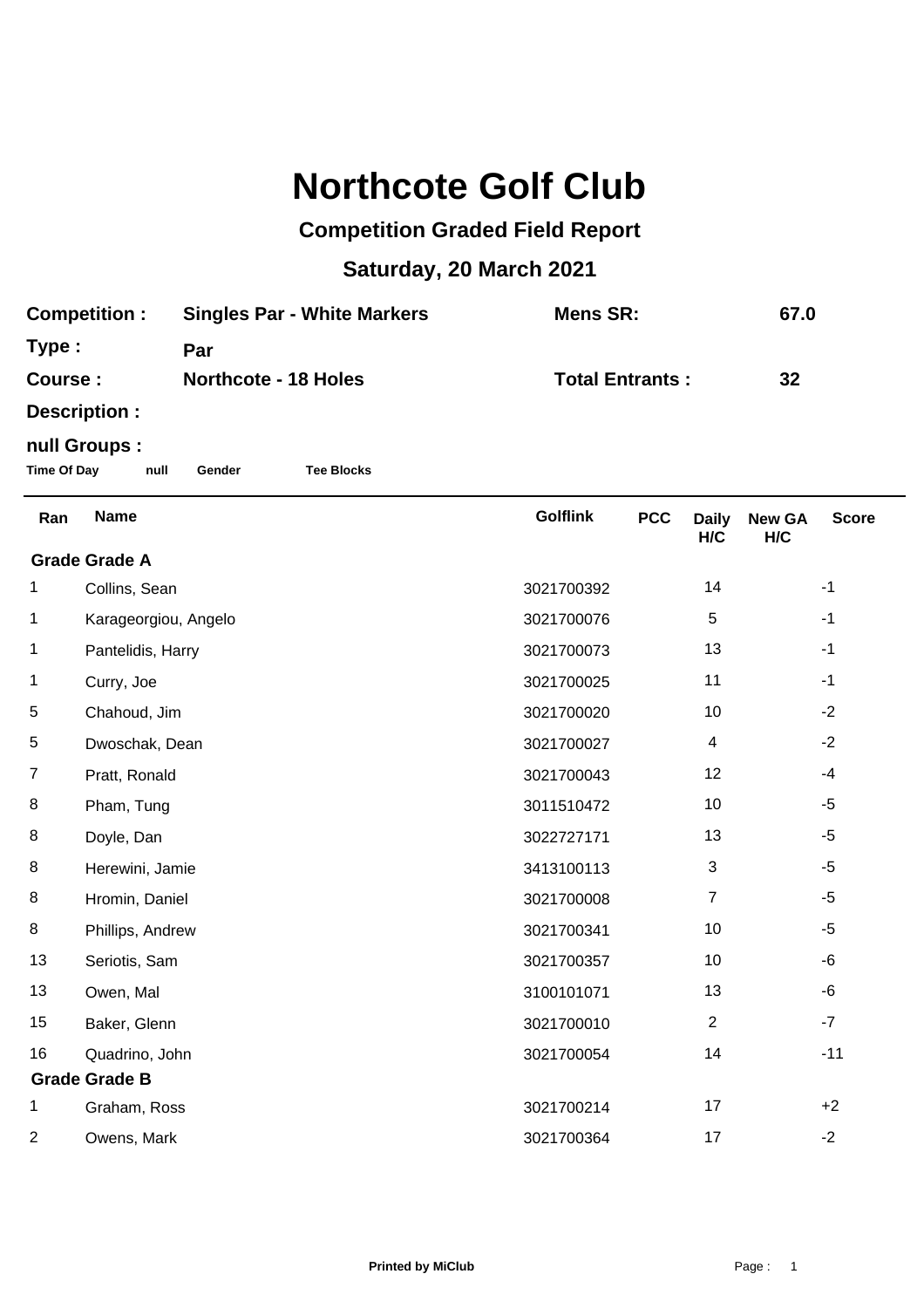# Northcote Golf Club

## Competition Graded Field Report

## Saturday, 20 March 2021

**Competition :** Singles Par - White Markers **Mens SR:** 67.0

**Type :** Par

**Course :** Northcote - 18 Holes **Total Entrants :** 32

**Description :**

**null Groups :**

**Time Of Day** **null** **Gender** **Tee Blocks**

| Ran | Name | Golflink | PCC | Daily H/C | New GA H/C | Score |
|---|---|---|---|---|---|---|
| **Grade Grade A** | | | | | | |
| 1 | Collins, Sean | 3021700392 | | 14 | | -1 |
| 1 | Karageorgiou, Angelo | 3021700076 | | 5 | | -1 |
| 1 | Pantelidis, Harry | 3021700073 | | 13 | | -1 |
| 1 | Curry, Joe | 3021700025 | | 11 | | -1 |
| 5 | Chahoud, Jim | 3021700020 | | 10 | | -2 |
| 5 | Dwoschak, Dean | 3021700027 | | 4 | | -2 |
| 7 | Pratt, Ronald | 3021700043 | | 12 | | -4 |
| 8 | Pham, Tung | 3011510472 | | 10 | | -5 |
| 8 | Doyle, Dan | 3022727171 | | 13 | | -5 |
| 8 | Herewini, Jamie | 3413100113 | | 3 | | -5 |
| 8 | Hromin, Daniel | 3021700008 | | 7 | | -5 |
| 8 | Phillips, Andrew | 3021700341 | | 10 | | -5 |
| 13 | Seriotis, Sam | 3021700357 | | 10 | | -6 |
| 13 | Owen, Mal | 3100101071 | | 13 | | -6 |
| 15 | Baker, Glenn | 3021700010 | | 2 | | -7 |
| 16 | Quadrino, John | 3021700054 | | 14 | | -11 |
| **Grade Grade B** | | | | | | |
| 1 | Graham, Ross | 3021700214 | | 17 | | +2 |
| 2 | Owens, Mark | 3021700364 | | 17 | | -2 |

Printed by MiClub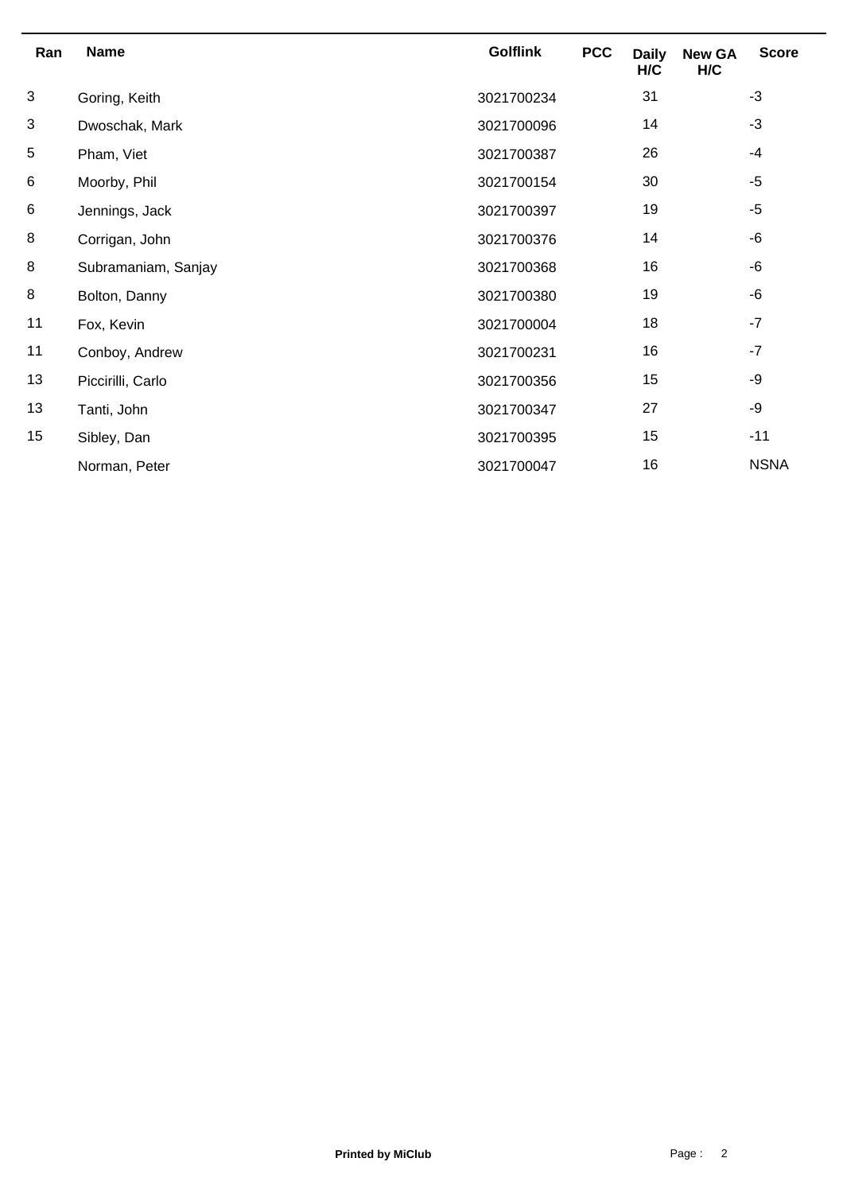| Ran | Name | Golflink | PCC | Daily H/C | New GA H/C | Score |
|---|---|---|---|---|---|---|
| 3 | Goring, Keith | 3021700234 | | 31 | | -3 |
| 3 | Dwoschak, Mark | 3021700096 | | 14 | | -3 |
| 5 | Pham, Viet | 3021700387 | | 26 | | -4 |
| 6 | Moorby, Phil | 3021700154 | | 30 | | -5 |
| 6 | Jennings, Jack | 3021700397 | | 19 | | -5 |
| 8 | Corrigan, John | 3021700376 | | 14 | | -6 |
| 8 | Subramaniam, Sanjay | 3021700368 | | 16 | | -6 |
| 8 | Bolton, Danny | 3021700380 | | 19 | | -6 |
| 11 | Fox, Kevin | 3021700004 | | 18 | | -7 |
| 11 | Conboy, Andrew | 3021700231 | | 16 | | -7 |
| 13 | Piccirilli, Carlo | 3021700356 | | 15 | | -9 |
| 13 | Tanti, John | 3021700347 | | 27 | | -9 |
| 15 | Sibley, Dan | 3021700395 | | 15 | | -11 |
| | Norman, Peter | 3021700047 | | 16 | | NSNA |

**Printed by MiClub**